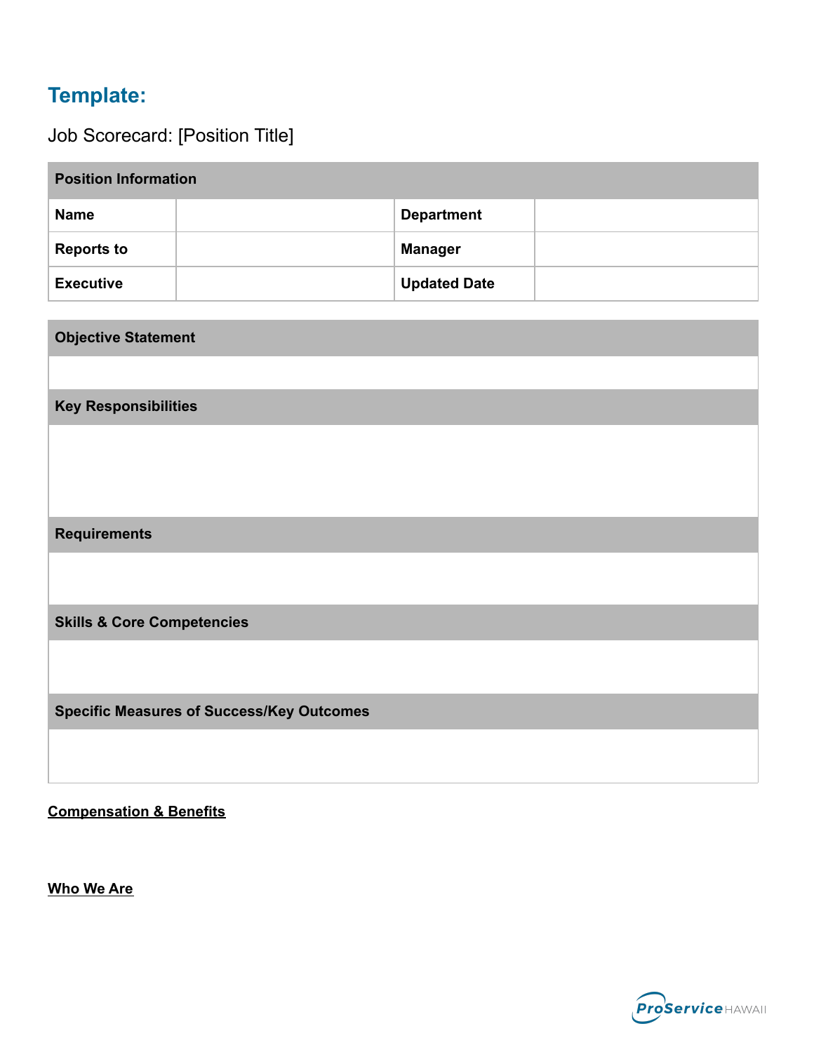## Template:

Job Scorecard: [Position Title]

| Position Information | | | |
|---|---|---|---|
| **Name** | | **Department** | |
| **Reports to** | | **Manager** | |
| **Executive** | | **Updated Date** | |

| Objective Statement |
|---|
| |
| **Key Responsibilities** |
| |
| **Requirements** |
| |
| **Skills & Core Competencies** |
| |
| **Specific Measures of Success/Key Outcomes** |
| |

**Compensation & Benefits**

**Who We Are**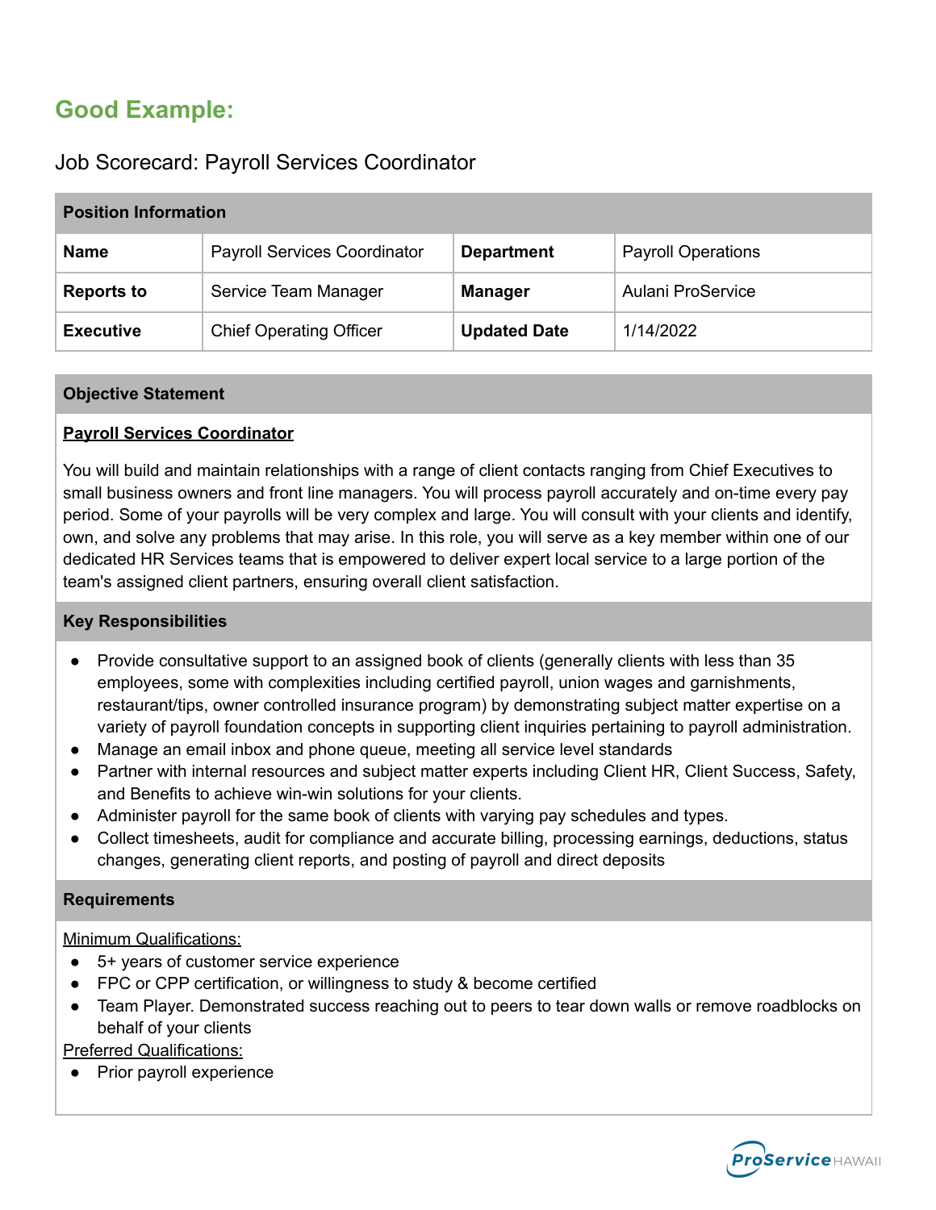## Good Example:

### Job Scorecard: Payroll Services Coordinator

| Position Information | | | |
|---|---|---|---|
| **Name** | Payroll Services Coordinator | **Department** | Payroll Operations |
| **Reports to** | Service Team Manager | **Manager** | Aulani ProService |
| **Executive** | Chief Operating Officer | **Updated Date** | 1/14/2022 |

### Objective Statement

**Payroll Services Coordinator**

You will build and maintain relationships with a range of client contacts ranging from Chief Executives to small business owners and front line managers. You will process payroll accurately and on-time every pay period. Some of your payrolls will be very complex and large. You will consult with your clients and identify, own, and solve any problems that may arise. In this role, you will serve as a key member within one of our dedicated HR Services teams that is empowered to deliver expert local service to a large portion of the team's assigned client partners, ensuring overall client satisfaction.

### Key Responsibilities

- Provide consultative support to an assigned book of clients (generally clients with less than 35 employees, some with complexities including certified payroll, union wages and garnishments, restaurant/tips, owner controlled insurance program) by demonstrating subject matter expertise on a variety of payroll foundation concepts in supporting client inquiries pertaining to payroll administration.
- Manage an email inbox and phone queue, meeting all service level standards
- Partner with internal resources and subject matter experts including Client HR, Client Success, Safety, and Benefits to achieve win-win solutions for your clients.
- Administer payroll for the same book of clients with varying pay schedules and types.
- Collect timesheets, audit for compliance and accurate billing, processing earnings, deductions, status changes, generating client reports, and posting of payroll and direct deposits

### Requirements

Minimum Qualifications:

- 5+ years of customer service experience
- FPC or CPP certification, or willingness to study & become certified
- Team Player. Demonstrated success reaching out to peers to tear down walls or remove roadblocks on behalf of your clients

Preferred Qualifications:

- Prior payroll experience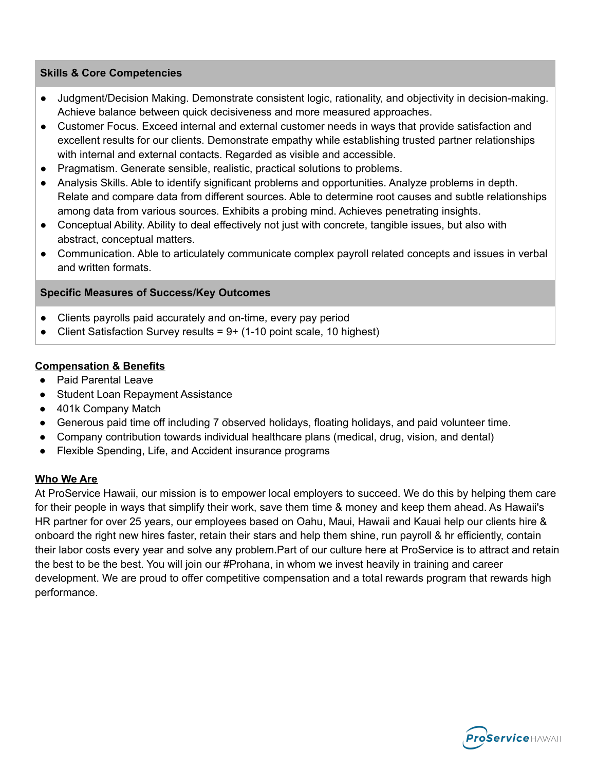### Skills & Core Competencies

- Judgment/Decision Making. Demonstrate consistent logic, rationality, and objectivity in decision-making. Achieve balance between quick decisiveness and more measured approaches.
- Customer Focus. Exceed internal and external customer needs in ways that provide satisfaction and excellent results for our clients. Demonstrate empathy while establishing trusted partner relationships with internal and external contacts. Regarded as visible and accessible.
- Pragmatism. Generate sensible, realistic, practical solutions to problems.
- Analysis Skills. Able to identify significant problems and opportunities. Analyze problems in depth. Relate and compare data from different sources. Able to determine root causes and subtle relationships among data from various sources. Exhibits a probing mind. Achieves penetrating insights.
- Conceptual Ability. Ability to deal effectively not just with concrete, tangible issues, but also with abstract, conceptual matters.
- Communication. Able to articulately communicate complex payroll related concepts and issues in verbal and written formats.

### Specific Measures of Success/Key Outcomes

- Clients payrolls paid accurately and on-time, every pay period
- Client Satisfaction Survey results = 9+ (1-10 point scale, 10 highest)

## Compensation & Benefits

- Paid Parental Leave
- Student Loan Repayment Assistance
- 401k Company Match
- Generous paid time off including 7 observed holidays, floating holidays, and paid volunteer time.
- Company contribution towards individual healthcare plans (medical, drug, vision, and dental)
- Flexible Spending, Life, and Accident insurance programs

## Who We Are

At ProService Hawaii, our mission is to empower local employers to succeed. We do this by helping them care for their people in ways that simplify their work, save them time & money and keep them ahead. As Hawaii's HR partner for over 25 years, our employees based on Oahu, Maui, Hawaii and Kauai help our clients hire & onboard the right new hires faster, retain their stars and help them shine, run payroll & hr efficiently, contain their labor costs every year and solve any problem.Part of our culture here at ProService is to attract and retain the best to be the best. You will join our #Prohana, in whom we invest heavily in training and career development. We are proud to offer competitive compensation and a total rewards program that rewards high performance.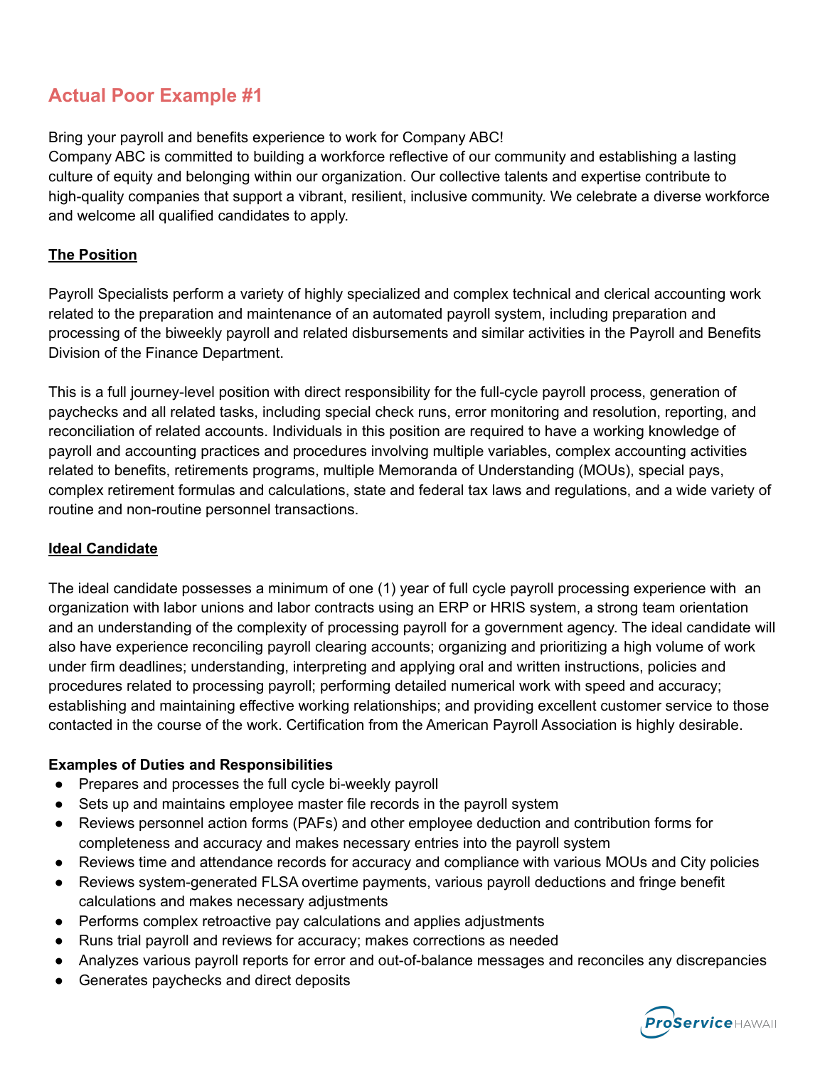## Actual Poor Example #1

Bring your payroll and benefits experience to work for Company ABC!
Company ABC is committed to building a workforce reflective of our community and establishing a lasting culture of equity and belonging within our organization. Our collective talents and expertise contribute to high-quality companies that support a vibrant, resilient, inclusive community. We celebrate a diverse workforce and welcome all qualified candidates to apply.

**The Position**

Payroll Specialists perform a variety of highly specialized and complex technical and clerical accounting work related to the preparation and maintenance of an automated payroll system, including preparation and processing of the biweekly payroll and related disbursements and similar activities in the Payroll and Benefits Division of the Finance Department.

This is a full journey-level position with direct responsibility for the full-cycle payroll process, generation of paychecks and all related tasks, including special check runs, error monitoring and resolution, reporting, and reconciliation of related accounts. Individuals in this position are required to have a working knowledge of payroll and accounting practices and procedures involving multiple variables, complex accounting activities related to benefits, retirements programs, multiple Memoranda of Understanding (MOUs), special pays, complex retirement formulas and calculations, state and federal tax laws and regulations, and a wide variety of routine and non-routine personnel transactions.

**Ideal Candidate**

The ideal candidate possesses a minimum of one (1) year of full cycle payroll processing experience with an organization with labor unions and labor contracts using an ERP or HRIS system, a strong team orientation and an understanding of the complexity of processing payroll for a government agency. The ideal candidate will also have experience reconciling payroll clearing accounts; organizing and prioritizing a high volume of work under firm deadlines; understanding, interpreting and applying oral and written instructions, policies and procedures related to processing payroll; performing detailed numerical work with speed and accuracy; establishing and maintaining effective working relationships; and providing excellent customer service to those contacted in the course of the work. Certification from the American Payroll Association is highly desirable.

**Examples of Duties and Responsibilities**

- Prepares and processes the full cycle bi-weekly payroll
- Sets up and maintains employee master file records in the payroll system
- Reviews personnel action forms (PAFs) and other employee deduction and contribution forms for completeness and accuracy and makes necessary entries into the payroll system
- Reviews time and attendance records for accuracy and compliance with various MOUs and City policies
- Reviews system-generated FLSA overtime payments, various payroll deductions and fringe benefit calculations and makes necessary adjustments
- Performs complex retroactive pay calculations and applies adjustments
- Runs trial payroll and reviews for accuracy; makes corrections as needed
- Analyzes various payroll reports for error and out-of-balance messages and reconciles any discrepancies
- Generates paychecks and direct deposits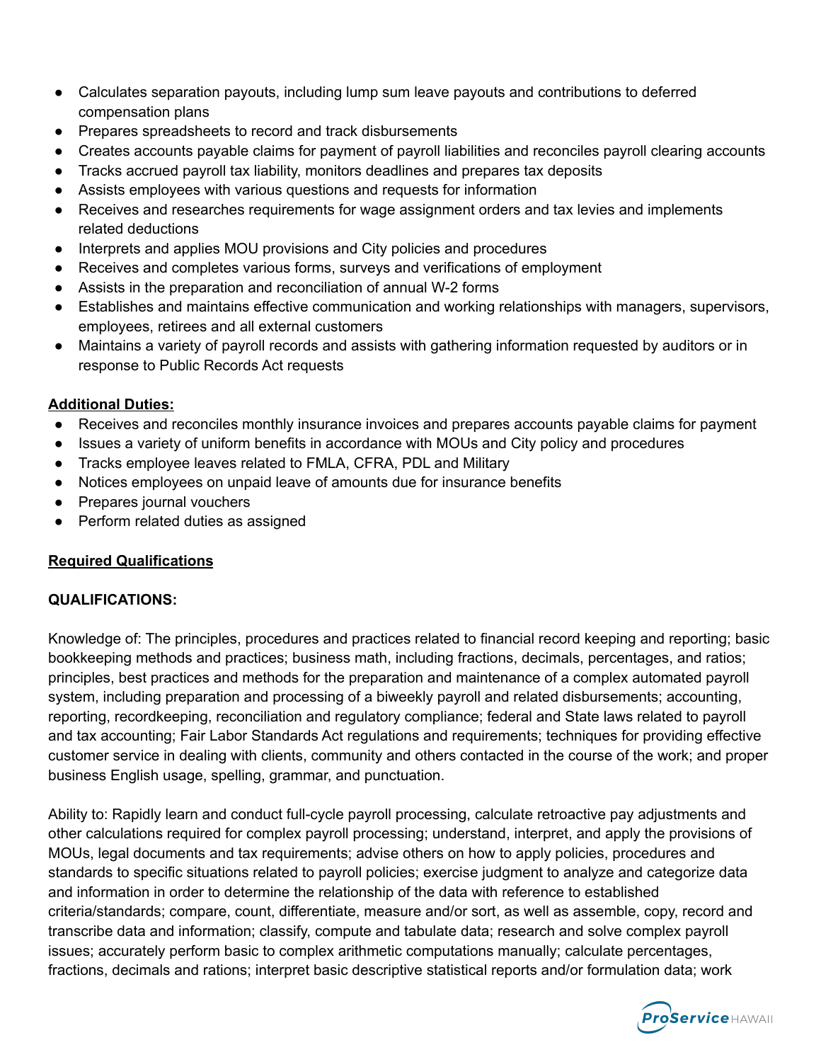- Calculates separation payouts, including lump sum leave payouts and contributions to deferred compensation plans
- Prepares spreadsheets to record and track disbursements
- Creates accounts payable claims for payment of payroll liabilities and reconciles payroll clearing accounts
- Tracks accrued payroll tax liability, monitors deadlines and prepares tax deposits
- Assists employees with various questions and requests for information
- Receives and researches requirements for wage assignment orders and tax levies and implements related deductions
- Interprets and applies MOU provisions and City policies and procedures
- Receives and completes various forms, surveys and verifications of employment
- Assists in the preparation and reconciliation of annual W-2 forms
- Establishes and maintains effective communication and working relationships with managers, supervisors, employees, retirees and all external customers
- Maintains a variety of payroll records and assists with gathering information requested by auditors or in response to Public Records Act requests

**Additional Duties:**

- Receives and reconciles monthly insurance invoices and prepares accounts payable claims for payment
- Issues a variety of uniform benefits in accordance with MOUs and City policy and procedures
- Tracks employee leaves related to FMLA, CFRA, PDL and Military
- Notices employees on unpaid leave of amounts due for insurance benefits
- Prepares journal vouchers
- Perform related duties as assigned

**Required Qualifications**

**QUALIFICATIONS:**

Knowledge of: The principles, procedures and practices related to financial record keeping and reporting; basic bookkeeping methods and practices; business math, including fractions, decimals, percentages, and ratios; principles, best practices and methods for the preparation and maintenance of a complex automated payroll system, including preparation and processing of a biweekly payroll and related disbursements; accounting, reporting, recordkeeping, reconciliation and regulatory compliance; federal and State laws related to payroll and tax accounting; Fair Labor Standards Act regulations and requirements; techniques for providing effective customer service in dealing with clients, community and others contacted in the course of the work; and proper business English usage, spelling, grammar, and punctuation.

Ability to: Rapidly learn and conduct full-cycle payroll processing, calculate retroactive pay adjustments and other calculations required for complex payroll processing; understand, interpret, and apply the provisions of MOUs, legal documents and tax requirements; advise others on how to apply policies, procedures and standards to specific situations related to payroll policies; exercise judgment to analyze and categorize data and information in order to determine the relationship of the data with reference to established criteria/standards; compare, count, differentiate, measure and/or sort, as well as assemble, copy, record and transcribe data and information; classify, compute and tabulate data; research and solve complex payroll issues; accurately perform basic to complex arithmetic computations manually; calculate percentages, fractions, decimals and rations; interpret basic descriptive statistical reports and/or formulation data; work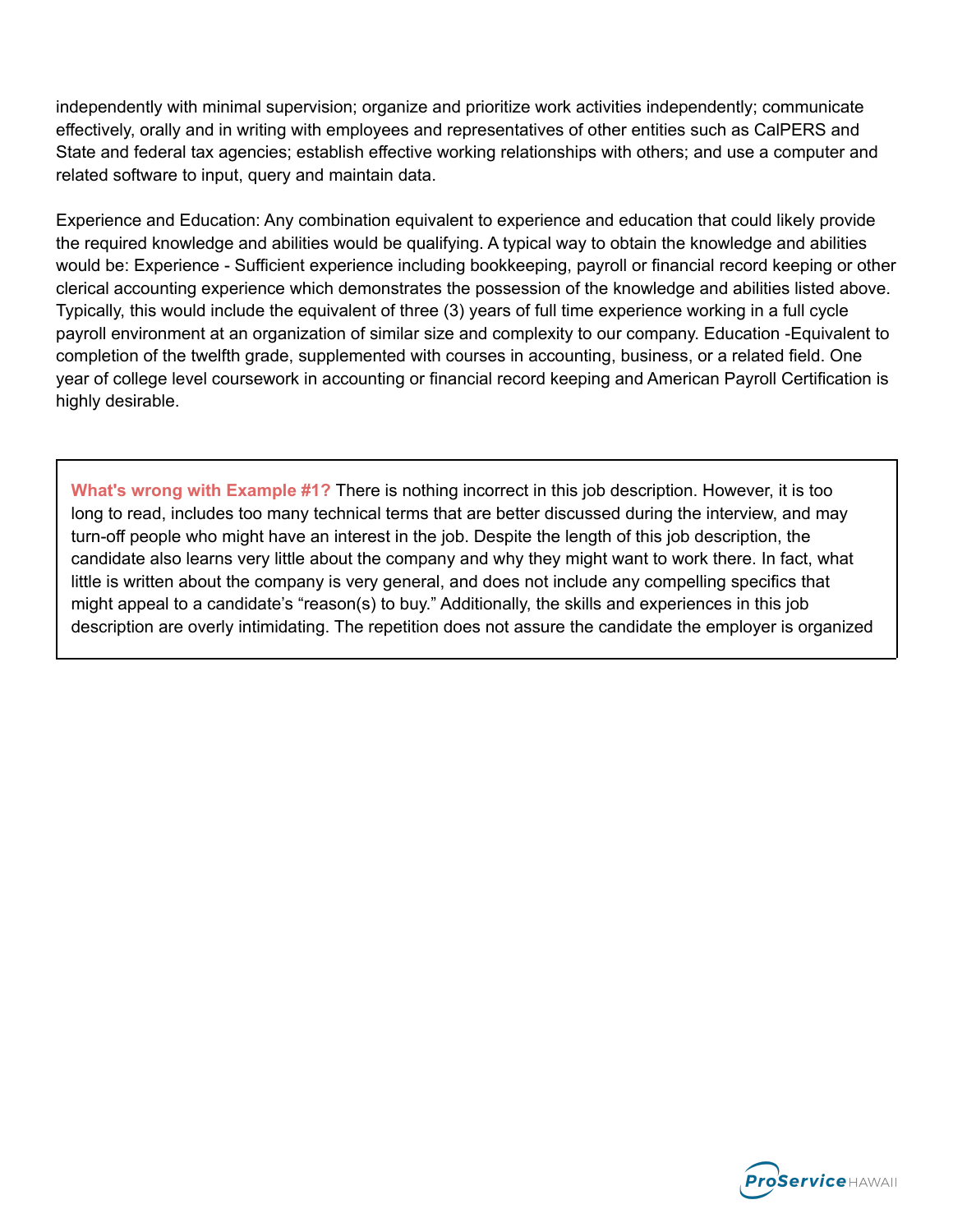independently with minimal supervision; organize and prioritize work activities independently; communicate effectively, orally and in writing with employees and representatives of other entities such as CalPERS and State and federal tax agencies; establish effective working relationships with others; and use a computer and related software to input, query and maintain data.

Experience and Education: Any combination equivalent to experience and education that could likely provide the required knowledge and abilities would be qualifying. A typical way to obtain the knowledge and abilities would be: Experience - Sufficient experience including bookkeeping, payroll or financial record keeping or other clerical accounting experience which demonstrates the possession of the knowledge and abilities listed above. Typically, this would include the equivalent of three (3) years of full time experience working in a full cycle payroll environment at an organization of similar size and complexity to our company. Education -Equivalent to completion of the twelfth grade, supplemented with courses in accounting, business, or a related field. One year of college level coursework in accounting or financial record keeping and American Payroll Certification is highly desirable.

> **What's wrong with Example #1?** There is nothing incorrect in this job description. However, it is too long to read, includes too many technical terms that are better discussed during the interview, and may turn-off people who might have an interest in the job. Despite the length of this job description, the candidate also learns very little about the company and why they might want to work there. In fact, what little is written about the company is very general, and does not include any compelling specifics that might appeal to a candidate's "reason(s) to buy." Additionally, the skills and experiences in this job description are overly intimidating. The repetition does not assure the candidate the employer is organized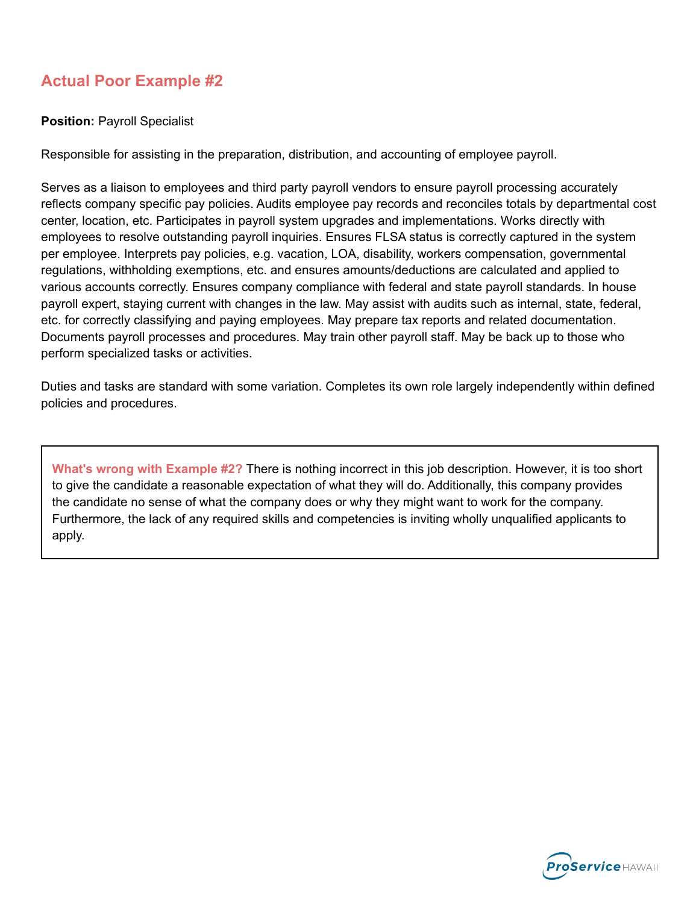## Actual Poor Example #2

**Position:** Payroll Specialist

Responsible for assisting in the preparation, distribution, and accounting of employee payroll.

Serves as a liaison to employees and third party payroll vendors to ensure payroll processing accurately reflects company specific pay policies. Audits employee pay records and reconciles totals by departmental cost center, location, etc. Participates in payroll system upgrades and implementations. Works directly with employees to resolve outstanding payroll inquiries. Ensures FLSA status is correctly captured in the system per employee. Interprets pay policies, e.g. vacation, LOA, disability, workers compensation, governmental regulations, withholding exemptions, etc. and ensures amounts/deductions are calculated and applied to various accounts correctly. Ensures company compliance with federal and state payroll standards. In house payroll expert, staying current with changes in the law. May assist with audits such as internal, state, federal, etc. for correctly classifying and paying employees. May prepare tax reports and related documentation. Documents payroll processes and procedures. May train other payroll staff. May be back up to those who perform specialized tasks or activities.

Duties and tasks are standard with some variation. Completes its own role largely independently within defined policies and procedures.

> **What's wrong with Example #2?** There is nothing incorrect in this job description. However, it is too short to give the candidate a reasonable expectation of what they will do. Additionally, this company provides the candidate no sense of what the company does or why they might want to work for the company. Furthermore, the lack of any required skills and competencies is inviting wholly unqualified applicants to apply.